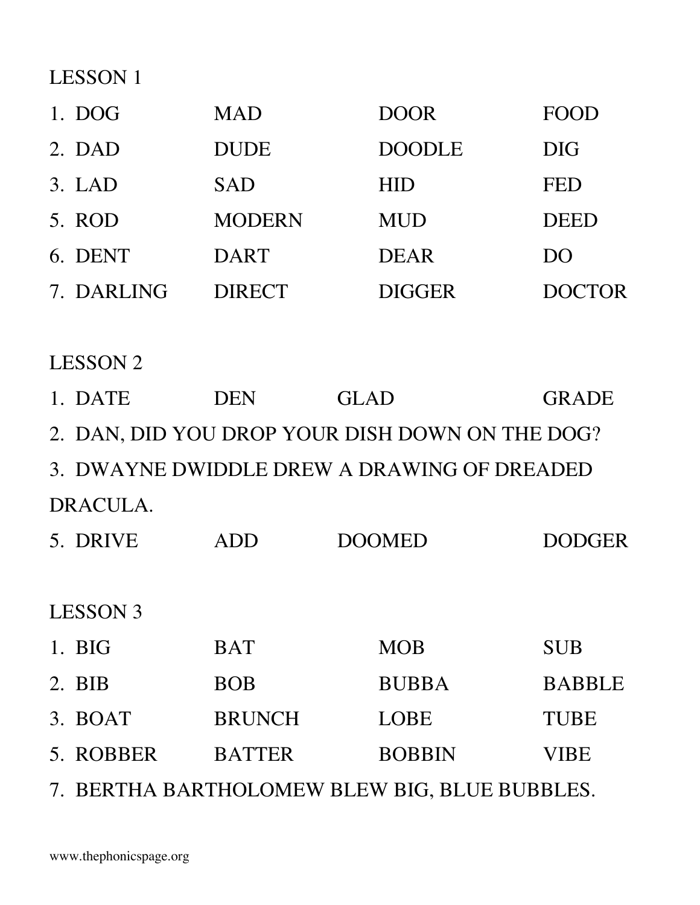## LESSON 1

| | | | |
|---|---|---|---|
| 1. DOG | MAD | DOOR | FOOD |
| 2. DAD | DUDE | DOODLE | DIG |
| 3. LAD | SAD | HID | FED |
| 5. ROD | MODERN | MUD | DEED |
| 6. DENT | DART | DEAR | DO |
| 7. DARLING | DIRECT | DIGGER | DOCTOR |

## LESSON 2

1. DATE DEN GLAD GRADE
2. DAN, DID YOU DROP YOUR DISH DOWN ON THE DOG?
3. DWAYNE DWIDDLE DREW A DRAWING OF DREADED DRACULA.
5. DRIVE ADD DOOMED DODGER

## LESSON 3

| | | | |
|---|---|---|---|
| 1. BIG | BAT | MOB | SUB |
| 2. BIB | BOB | BUBBA | BABBLE |
| 3. BOAT | BRUNCH | LOBE | TUBE |
| 5. ROBBER | BATTER | BOBBIN | VIBE |

7. BERTHA BARTHOLOMEW BLEW BIG, BLUE BUBBLES.

www.thephonicspage.org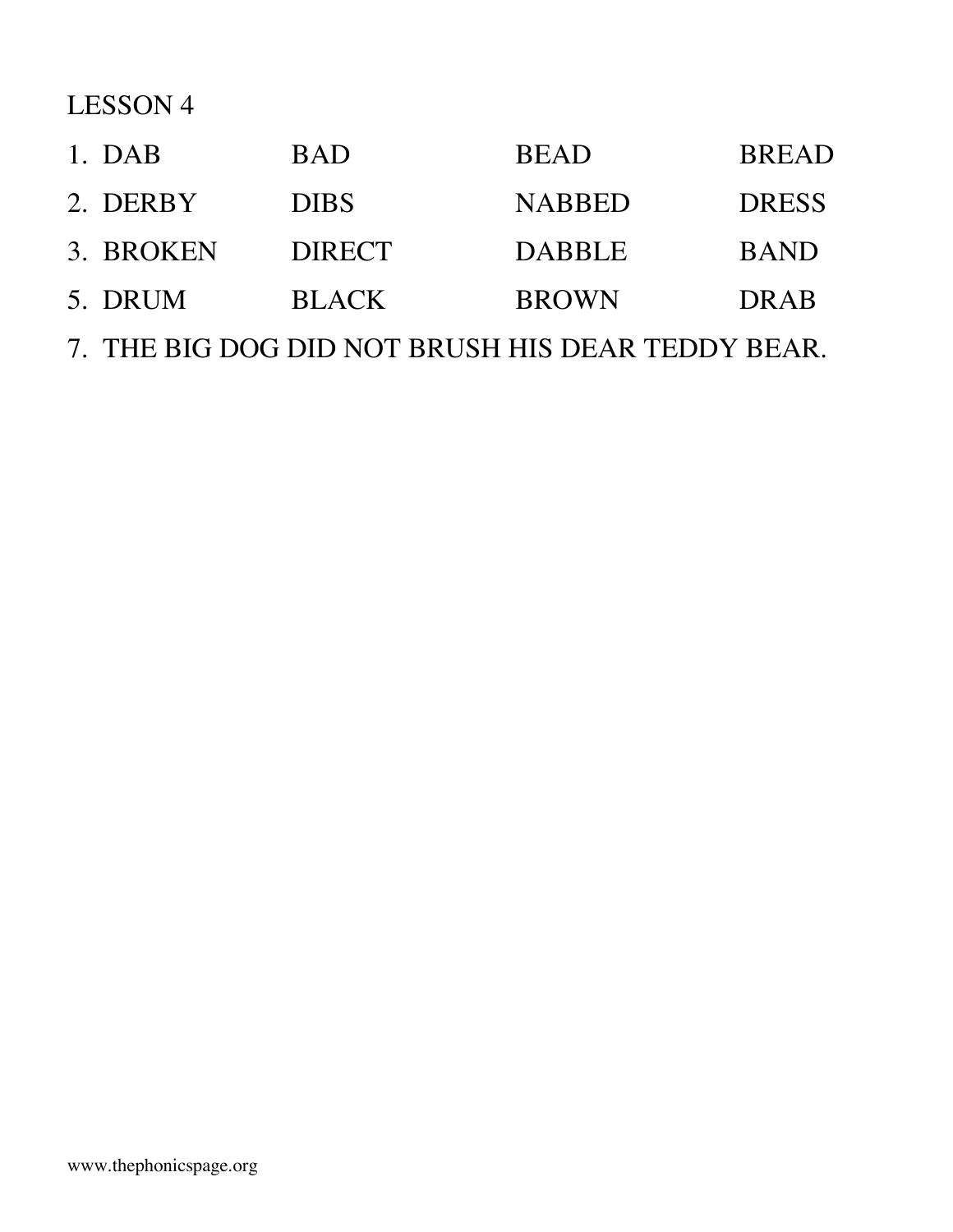LESSON 4

| | | | |
|---|---|---|---|
| 1. DAB | BAD | BEAD | BREAD |
| 2. DERBY | DIBS | NABBED | DRESS |
| 3. BROKEN | DIRECT | DABBLE | BAND |
| 5. DRUM | BLACK | BROWN | DRAB |

7. THE BIG DOG DID NOT BRUSH HIS DEAR TEDDY BEAR.

www.thephonicspage.org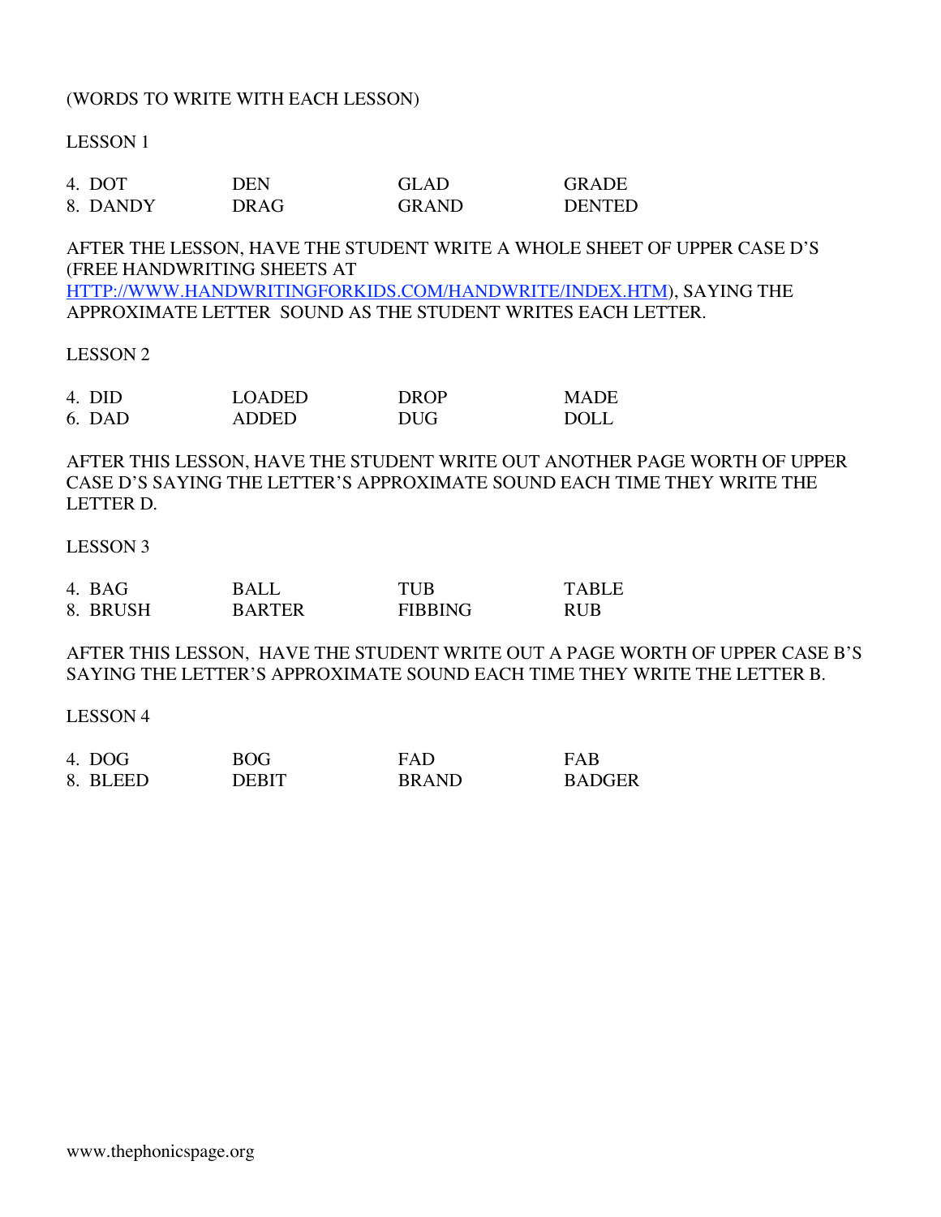(WORDS TO WRITE WITH EACH LESSON)

LESSON 1

| | | | |
|---|---|---|---|
| 4. DOT | DEN | GLAD | GRADE |
| 8. DANDY | DRAG | GRAND | DENTED |

AFTER THE LESSON, HAVE THE STUDENT WRITE A WHOLE SHEET OF UPPER CASE D'S (FREE HANDWRITING SHEETS AT [HTTP://WWW.HANDWRITINGFORKIDS.COM/HANDWRITE/INDEX.HTM](HTTP://WWW.HANDWRITINGFORKIDS.COM/HANDWRITE/INDEX.HTM)), SAYING THE APPROXIMATE LETTER SOUND AS THE STUDENT WRITES EACH LETTER.

LESSON 2

| | | | |
|---|---|---|---|
| 4. DID | LOADED | DROP | MADE |
| 6. DAD | ADDED | DUG | DOLL |

AFTER THIS LESSON, HAVE THE STUDENT WRITE OUT ANOTHER PAGE WORTH OF UPPER CASE D'S SAYING THE LETTER'S APPROXIMATE SOUND EACH TIME THEY WRITE THE LETTER D.

LESSON 3

| | | | |
|---|---|---|---|
| 4. BAG | BALL | TUB | TABLE |
| 8. BRUSH | BARTER | FIBBING | RUB |

AFTER THIS LESSON, HAVE THE STUDENT WRITE OUT A PAGE WORTH OF UPPER CASE B'S SAYING THE LETTER'S APPROXIMATE SOUND EACH TIME THEY WRITE THE LETTER B.

LESSON 4

| | | | |
|---|---|---|---|
| 4. DOG | BOG | FAD | FAB |
| 8. BLEED | DEBIT | BRAND | BADGER |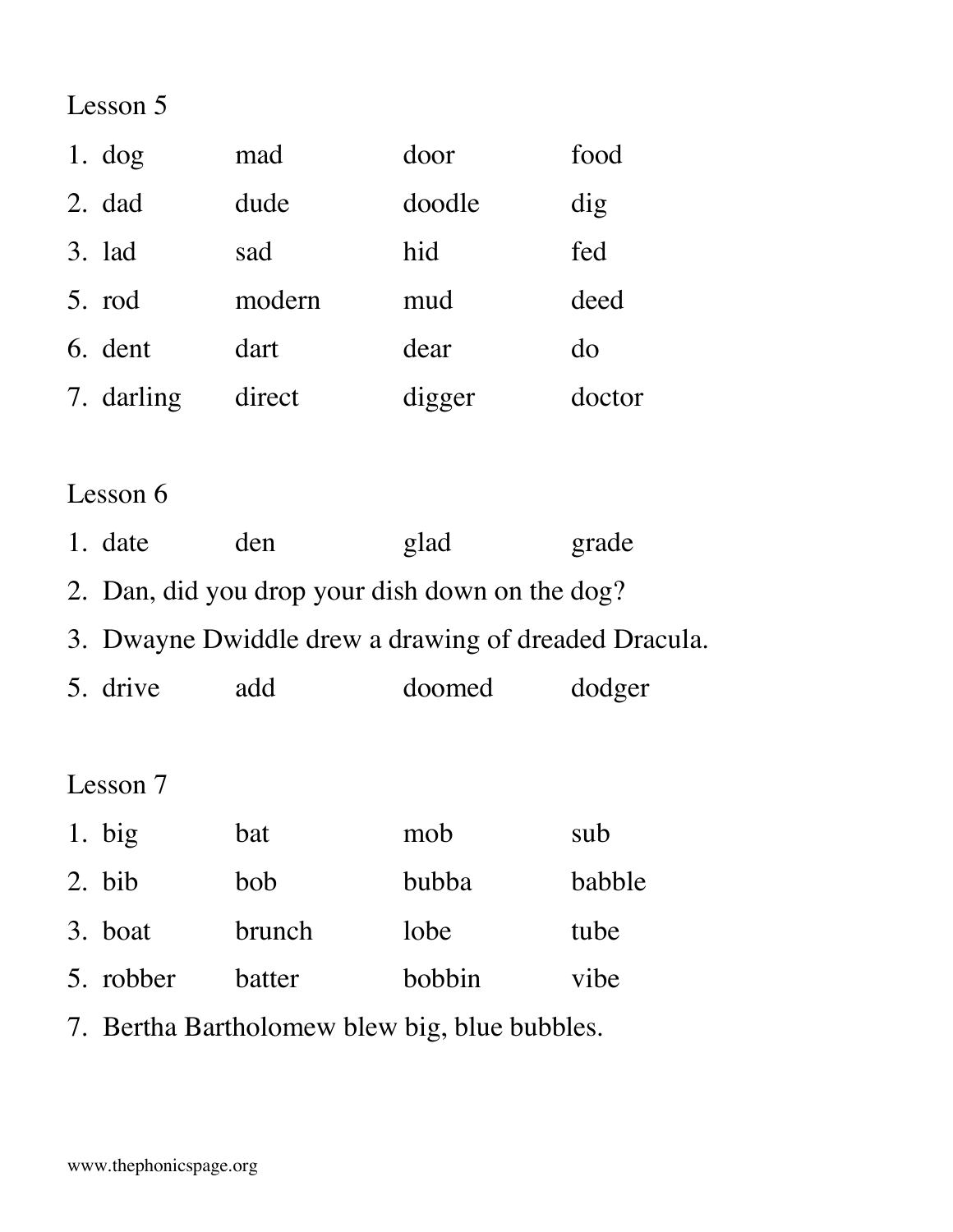## Lesson 5

1. dog mad door food
2. dad dude doodle dig
3. lad sad hid fed
5. rod modern mud deed
6. dent dart dear do
7. darling direct digger doctor

## Lesson 6

1. date den glad grade
2. Dan, did you drop your dish down on the dog?
3. Dwayne Dwiddle drew a drawing of dreaded Dracula.
5. drive add doomed dodger

## Lesson 7

1. big bat mob sub
2. bib bob bubba babble
3. boat brunch lobe tube
5. robber batter bobbin vibe
7. Bertha Bartholomew blew big, blue bubbles.

www.thephonicspage.org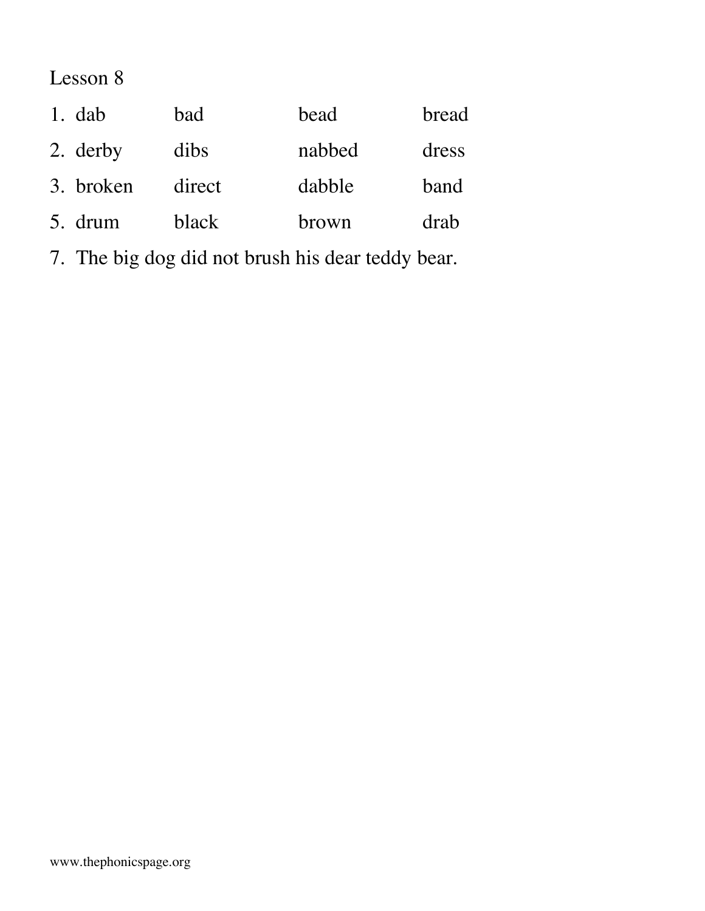Lesson 8

| | | | |
|---|---|---|---|
| 1. dab | bad | bead | bread |
| 2. derby | dibs | nabbed | dress |
| 3. broken | direct | dabble | band |
| 5. drum | black | brown | drab |

7. The big dog did not brush his dear teddy bear.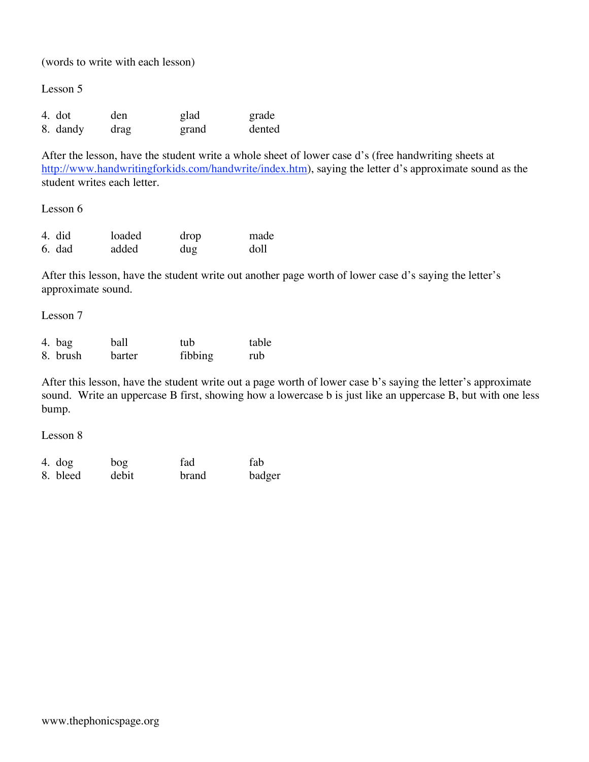(words to write with each lesson)

Lesson 5

| | | | |
|---|---|---|---|
| 4. dot | den | glad | grade |
| 8. dandy | drag | grand | dented |

After the lesson, have the student write a whole sheet of lower case d's (free handwriting sheets at http://www.handwritingforkids.com/handwrite/index.htm), saying the letter d's approximate sound as the student writes each letter.

Lesson 6

| | | | |
|---|---|---|---|
| 4. did | loaded | drop | made |
| 6. dad | added | dug | doll |

After this lesson, have the student write out another page worth of lower case d's saying the letter's approximate sound.

Lesson 7

| | | | |
|---|---|---|---|
| 4. bag | ball | tub | table |
| 8. brush | barter | fibbing | rub |

After this lesson, have the student write out a page worth of lower case b's saying the letter's approximate sound. Write an uppercase B first, showing how a lowercase b is just like an uppercase B, but with one less bump.

Lesson 8

| | | | |
|---|---|---|---|
| 4. dog | bog | fad | fab |
| 8. bleed | debit | brand | badger |

www.thephonicspage.org